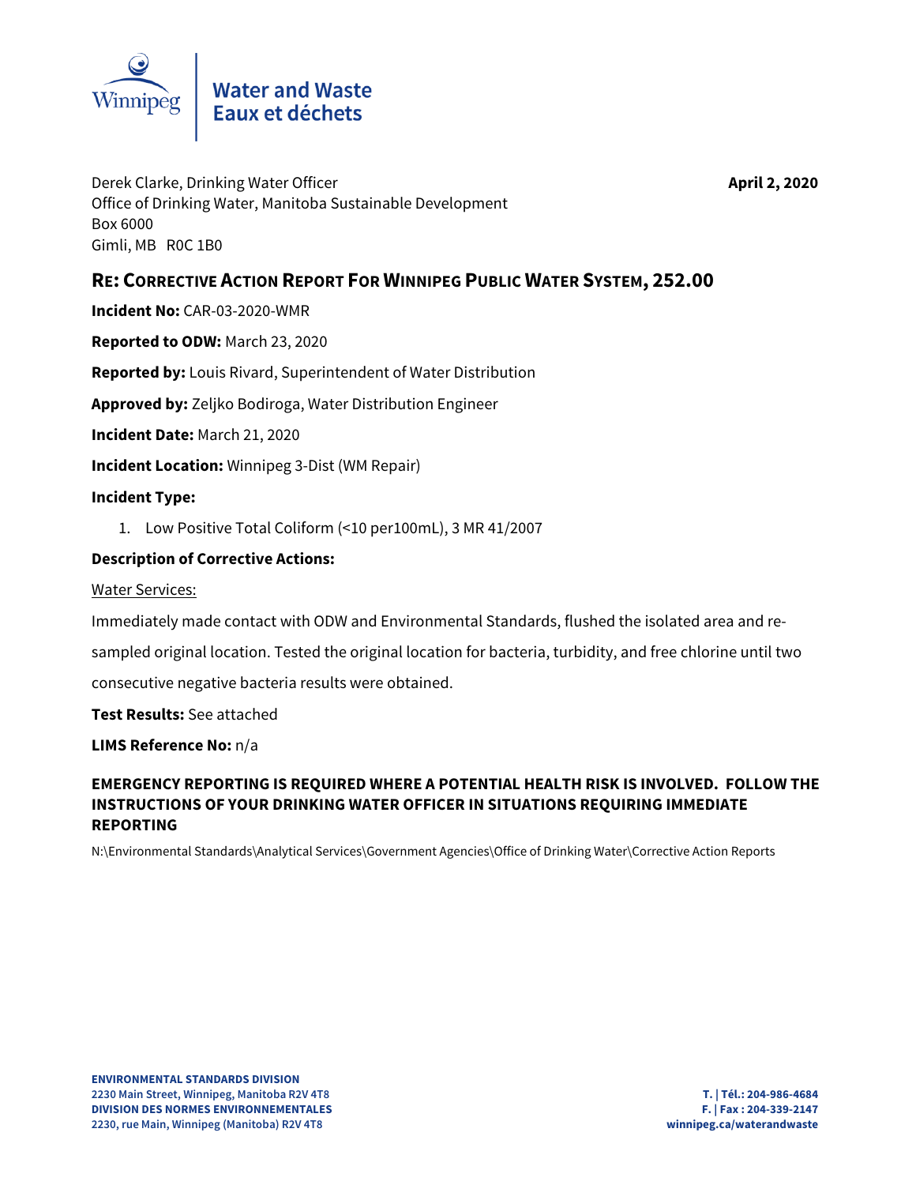Winnipeg

**Water and Waste**
**Eaux et déchets**

Derek Clarke, Drinking Water Officer
Office of Drinking Water, Manitoba Sustainable Development
Box 6000
Gimli, MB R0C 1B0

**April 2, 2020**

## RE: Corrective Action Report For Winnipeg Public Water System, 252.00

**Incident No:** CAR-03-2020-WMR

**Reported to ODW:** March 23, 2020

**Reported by:** Louis Rivard, Superintendent of Water Distribution

**Approved by:** Zeljko Bodiroga, Water Distribution Engineer

**Incident Date:** March 21, 2020

**Incident Location:** Winnipeg 3-Dist (WM Repair)

**Incident Type:**

1. Low Positive Total Coliform (<10 per100mL), 3 MR 41/2007

**Description of Corrective Actions:**

Water Services:

Immediately made contact with ODW and Environmental Standards, flushed the isolated area and re-sampled original location. Tested the original location for bacteria, turbidity, and free chlorine until two consecutive negative bacteria results were obtained.

**Test Results:** See attached

**LIMS Reference No:** n/a

**EMERGENCY REPORTING IS REQUIRED WHERE A POTENTIAL HEALTH RISK IS INVOLVED. FOLLOW THE INSTRUCTIONS OF YOUR DRINKING WATER OFFICER IN SITUATIONS REQUIRING IMMEDIATE REPORTING**

N:\Environmental Standards\Analytical Services\Government Agencies\Office of Drinking Water\Corrective Action Reports

**ENVIRONMENTAL STANDARDS DIVISION**
**2230 Main Street, Winnipeg, Manitoba R2V 4T8**
**DIVISION DES NORMES ENVIRONNEMENTALES**
**2230, rue Main, Winnipeg (Manitoba) R2V 4T8**

**T. | Tél.: 204-986-4684**
**F. | Fax : 204-339-2147**
**winnipeg.ca/waterandwaste**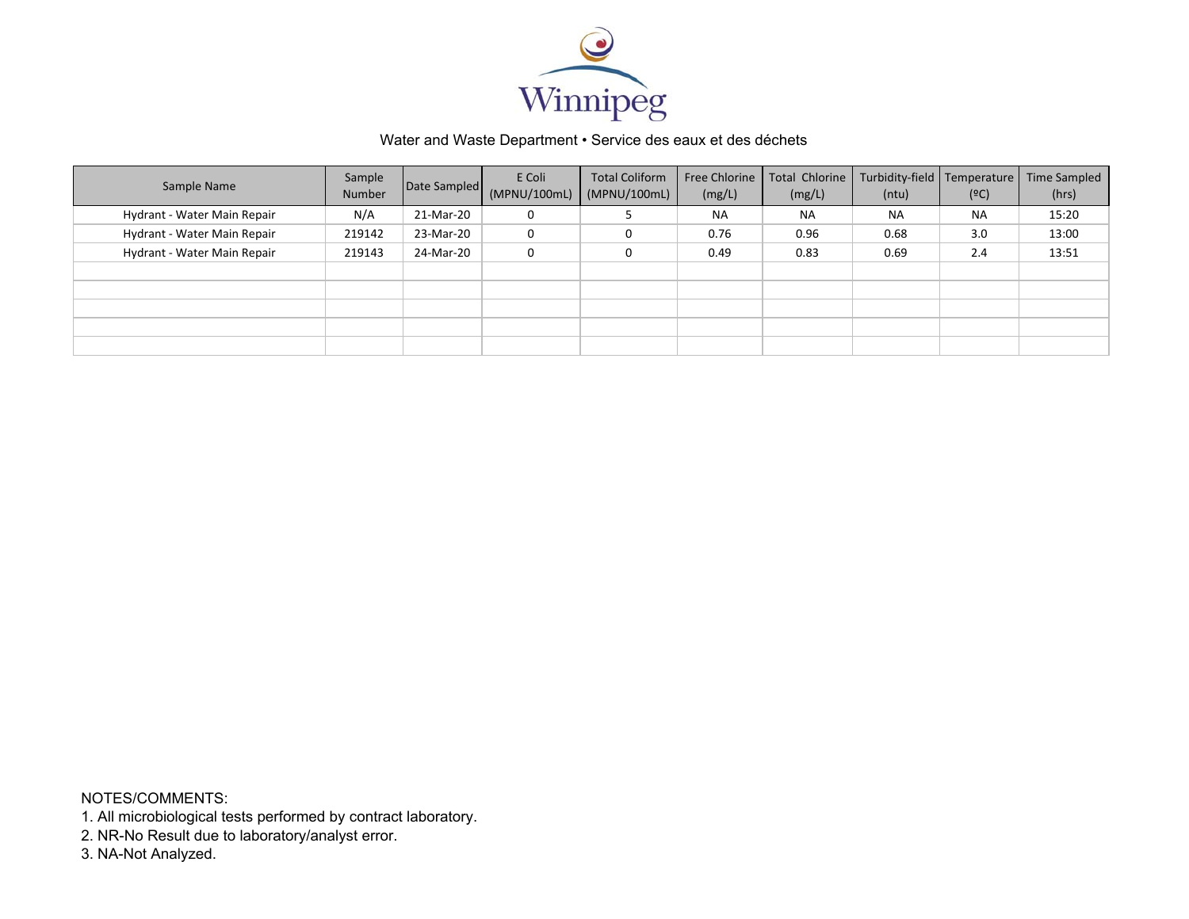Winnipeg

Water and Waste Department • Service des eaux et des déchets

| Sample Name | Sample Number | Date Sampled | E Coli (MPNU/100mL) | Total Coliform (MPNU/100mL) | Free Chlorine (mg/L) | Total Chlorine (mg/L) | Turbidity-field (ntu) | Temperature (ºC) | Time Sampled (hrs) |
|---|---|---|---|---|---|---|---|---|---|
| Hydrant - Water Main Repair | N/A | 21-Mar-20 | 0 | 5 | NA | NA | NA | NA | 15:20 |
| Hydrant - Water Main Repair | 219142 | 23-Mar-20 | 0 | 0 | 0.76 | 0.96 | 0.68 | 3.0 | 13:00 |
| Hydrant - Water Main Repair | 219143 | 24-Mar-20 | 0 | 0 | 0.49 | 0.83 | 0.69 | 2.4 | 13:51 |

NOTES/COMMENTS:
1. All microbiological tests performed by contract laboratory.
2. NR-No Result due to laboratory/analyst error.
3. NA-Not Analyzed.